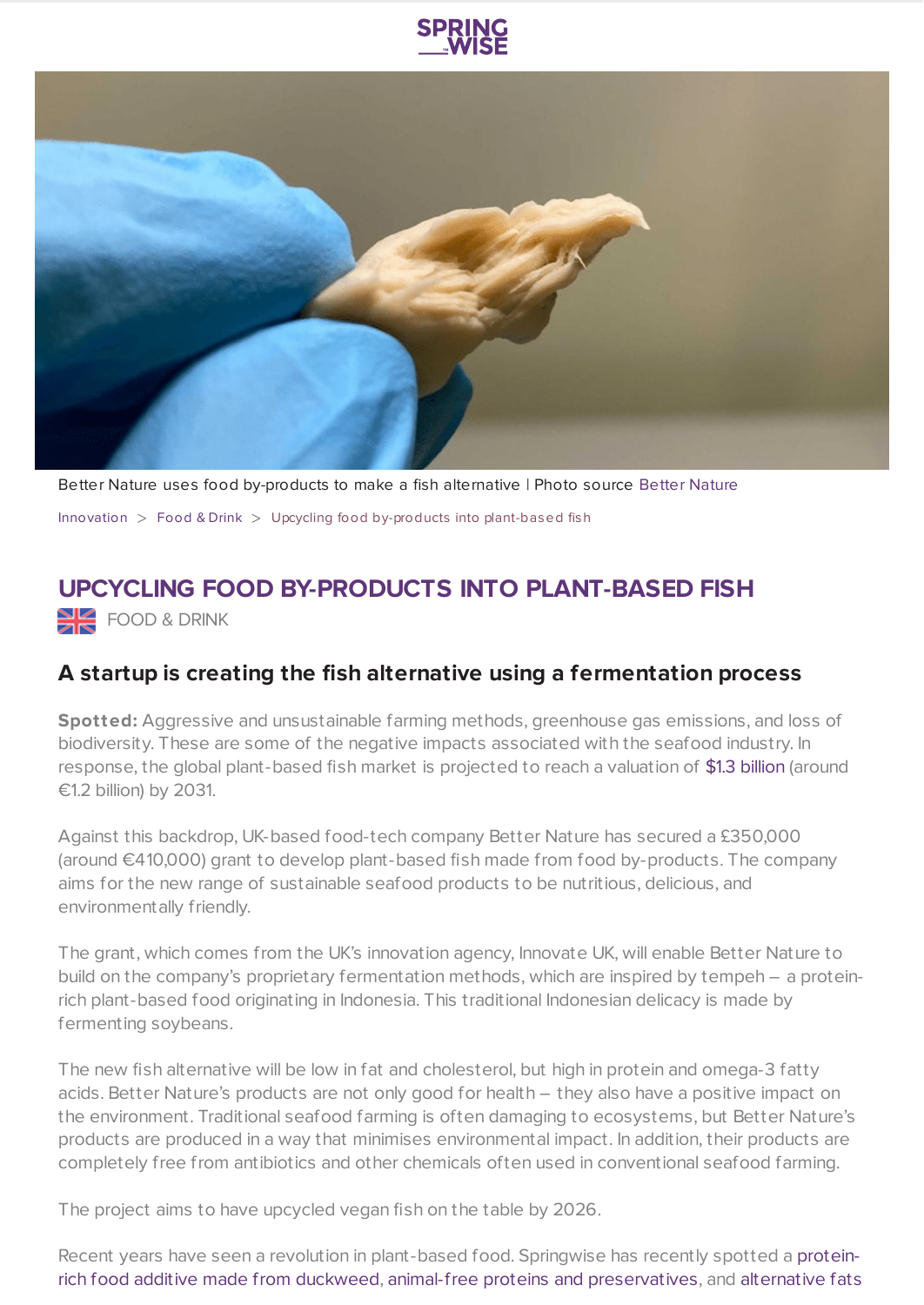Better Nature uses food by-products to make a fish alternative | Photo source Better Nature

Innovation > Food & Drink > Upcycling food by-products into plant-based fish

# UPCYCLING FOOD BY-PRODUCTS INTO PLANT-BASED FISH

FOOD & DRINK

## A startup is creating the fish alternative using a fermentation process

**Spotted:** Aggressive and unsustainable farming methods, greenhouse gas emissions, and loss of biodiversity. These are some of the negative impacts associated with the seafood industry. In response, the global plant-based fish market is projected to reach a valuation of $1.3 billion (around €1.2 billion) by 2031.

Against this backdrop, UK-based food-tech company Better Nature has secured a £350,000 (around €410,000) grant to develop plant-based fish made from food by-products. The company aims for the new range of sustainable seafood products to be nutritious, delicious, and environmentally friendly.

The grant, which comes from the UK's innovation agency, Innovate UK, will enable Better Nature to build on the company's proprietary fermentation methods, which are inspired by tempeh – a protein-rich plant-based food originating in Indonesia. This traditional Indonesian delicacy is made by fermenting soybeans.

The new fish alternative will be low in fat and cholesterol, but high in protein and omega-3 fatty acids. Better Nature's products are not only good for health – they also have a positive impact on the environment. Traditional seafood farming is often damaging to ecosystems, but Better Nature's products are produced in a way that minimises environmental impact. In addition, their products are completely free from antibiotics and other chemicals often used in conventional seafood farming.

The project aims to have upcycled vegan fish on the table by 2026.

Recent years have seen a revolution in plant-based food. Springwise has recently spotted a protein-rich food additive made from duckweed, animal-free proteins and preservatives, and alternative fats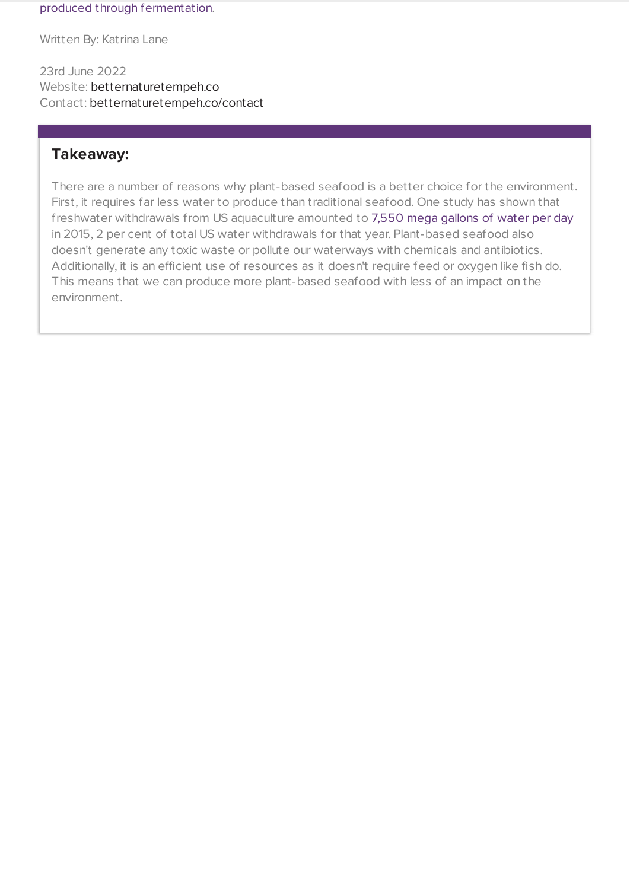produced through fermentation.

Written By: Katrina Lane

23rd June 2022
Website: betternaturetempeh.co
Contact: betternaturetempeh.co/contact

**Takeaway:**

There are a number of reasons why plant-based seafood is a better choice for the environment. First, it requires far less water to produce than traditional seafood. One study has shown that freshwater withdrawals from US aquaculture amounted to 7,550 mega gallons of water per day in 2015, 2 per cent of total US water withdrawals for that year. Plant-based seafood also doesn't generate any toxic waste or pollute our waterways with chemicals and antibiotics. Additionally, it is an efficient use of resources as it doesn't require feed or oxygen like fish do. This means that we can produce more plant-based seafood with less of an impact on the environment.